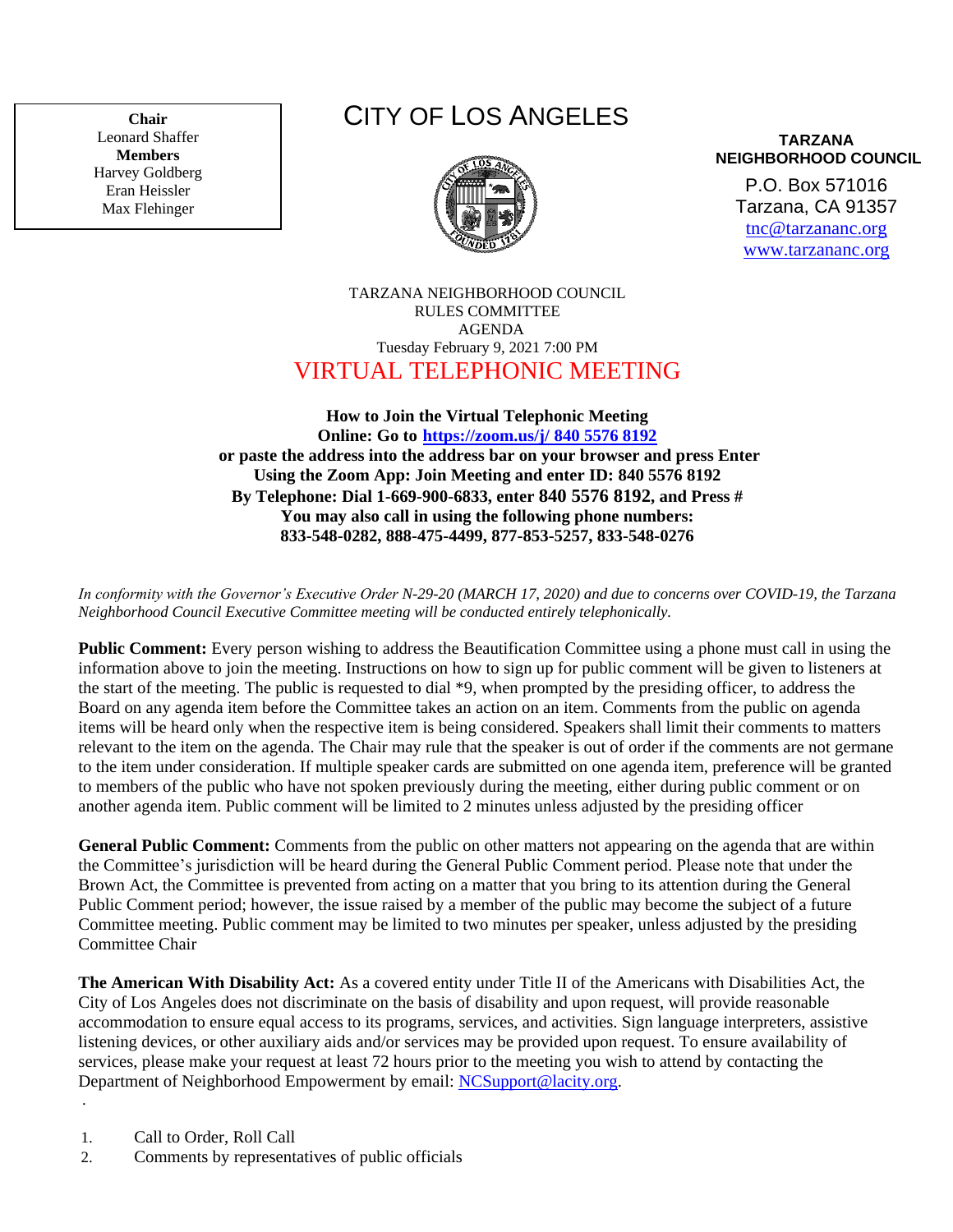**Chair**
Leonard Shaffer
**Members**
Harvey Goldberg
Eran Heissler
Max Flehinger

# CITY OF LOS ANGELES

**TARZANA NEIGHBORHOOD COUNCIL**

P.O. Box 571016
Tarzana, CA 91357
tnc@tarzananc.org
www.tarzananc.org

TARZANA NEIGHBORHOOD COUNCIL
RULES COMMITTEE
AGENDA
Tuesday February 9, 2021 7:00 PM

## VIRTUAL TELEPHONIC MEETING

**How to Join the Virtual Telephonic Meeting**
**Online: Go to https://zoom.us/j/ 840 5576 8192**
**or paste the address into the address bar on your browser and press Enter**
**Using the Zoom App: Join Meeting and enter ID: 840 5576 8192**
**By Telephone: Dial 1-669-900-6833, enter 840 5576 8192, and Press #**
**You may also call in using the following phone numbers:**
**833-548-0282, 888-475-4499, 877-853-5257, 833-548-0276**

*In conformity with the Governor's Executive Order N-29-20 (MARCH 17, 2020) and due to concerns over COVID-19, the Tarzana Neighborhood Council Executive Committee meeting will be conducted entirely telephonically.*

**Public Comment:** Every person wishing to address the Beautification Committee using a phone must call in using the information above to join the meeting. Instructions on how to sign up for public comment will be given to listeners at the start of the meeting. The public is requested to dial *9, when prompted by the presiding officer, to address the Board on any agenda item before the Committee takes an action on an item. Comments from the public on agenda items will be heard only when the respective item is being considered. Speakers shall limit their comments to matters relevant to the item on the agenda. The Chair may rule that the speaker is out of order if the comments are not germane to the item under consideration. If multiple speaker cards are submitted on one agenda item, preference will be granted to members of the public who have not spoken previously during the meeting, either during public comment or on another agenda item. Public comment will be limited to 2 minutes unless adjusted by the presiding officer

**General Public Comment:** Comments from the public on other matters not appearing on the agenda that are within the Committee's jurisdiction will be heard during the General Public Comment period. Please note that under the Brown Act, the Committee is prevented from acting on a matter that you bring to its attention during the General Public Comment period; however, the issue raised by a member of the public may become the subject of a future Committee meeting. Public comment may be limited to two minutes per speaker, unless adjusted by the presiding Committee Chair

**The American With Disability Act:** As a covered entity under Title II of the Americans with Disabilities Act, the City of Los Angeles does not discriminate on the basis of disability and upon request, will provide reasonable accommodation to ensure equal access to its programs, services, and activities. Sign language interpreters, assistive listening devices, or other auxiliary aids and/or services may be provided upon request. To ensure availability of services, please make your request at least 72 hours prior to the meeting you wish to attend by contacting the Department of Neighborhood Empowerment by email: NCSupport@lacity.org.

1. Call to Order, Roll Call
2. Comments by representatives of public officials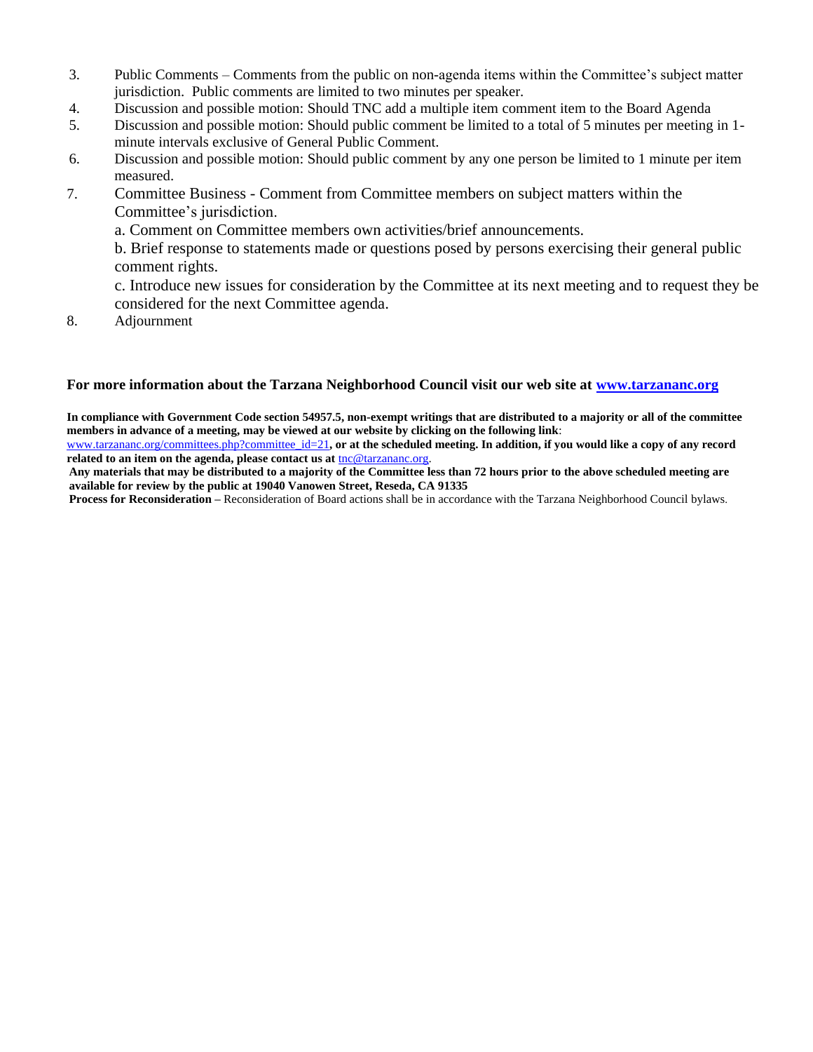3. Public Comments – Comments from the public on non-agenda items within the Committee's subject matter jurisdiction. Public comments are limited to two minutes per speaker.
4. Discussion and possible motion: Should TNC add a multiple item comment item to the Board Agenda
5. Discussion and possible motion: Should public comment be limited to a total of 5 minutes per meeting in 1-minute intervals exclusive of General Public Comment.
6. Discussion and possible motion: Should public comment by any one person be limited to 1 minute per item measured.
7. Committee Business - Comment from Committee members on subject matters within the Committee's jurisdiction.

   a. Comment on Committee members own activities/brief announcements.

   b. Brief response to statements made or questions posed by persons exercising their general public comment rights.

   c. Introduce new issues for consideration by the Committee at its next meeting and to request they be considered for the next Committee agenda.
8. Adjournment

**For more information about the Tarzana Neighborhood Council visit our web site at [www.tarzananc.org](http://www.tarzananc.org)**

**In compliance with Government Code section 54957.5, non-exempt writings that are distributed to a majority or all of the committee members in advance of a meeting, may be viewed at our website by clicking on the following link**: [www.tarzananc.org/committees.php?committee_id=21](http://www.tarzananc.org/committees.php?committee_id=21)**, or at the scheduled meeting. In addition, if you would like a copy of any record related to an item on the agenda, please contact us at** [tnc@tarzananc.org](mailto:tnc@tarzananc.org).

**Any materials that may be distributed to a majority of the Committee less than 72 hours prior to the above scheduled meeting are available for review by the public at 19040 Vanowen Street, Reseda, CA 91335**

**Process for Reconsideration –** Reconsideration of Board actions shall be in accordance with the Tarzana Neighborhood Council bylaws.